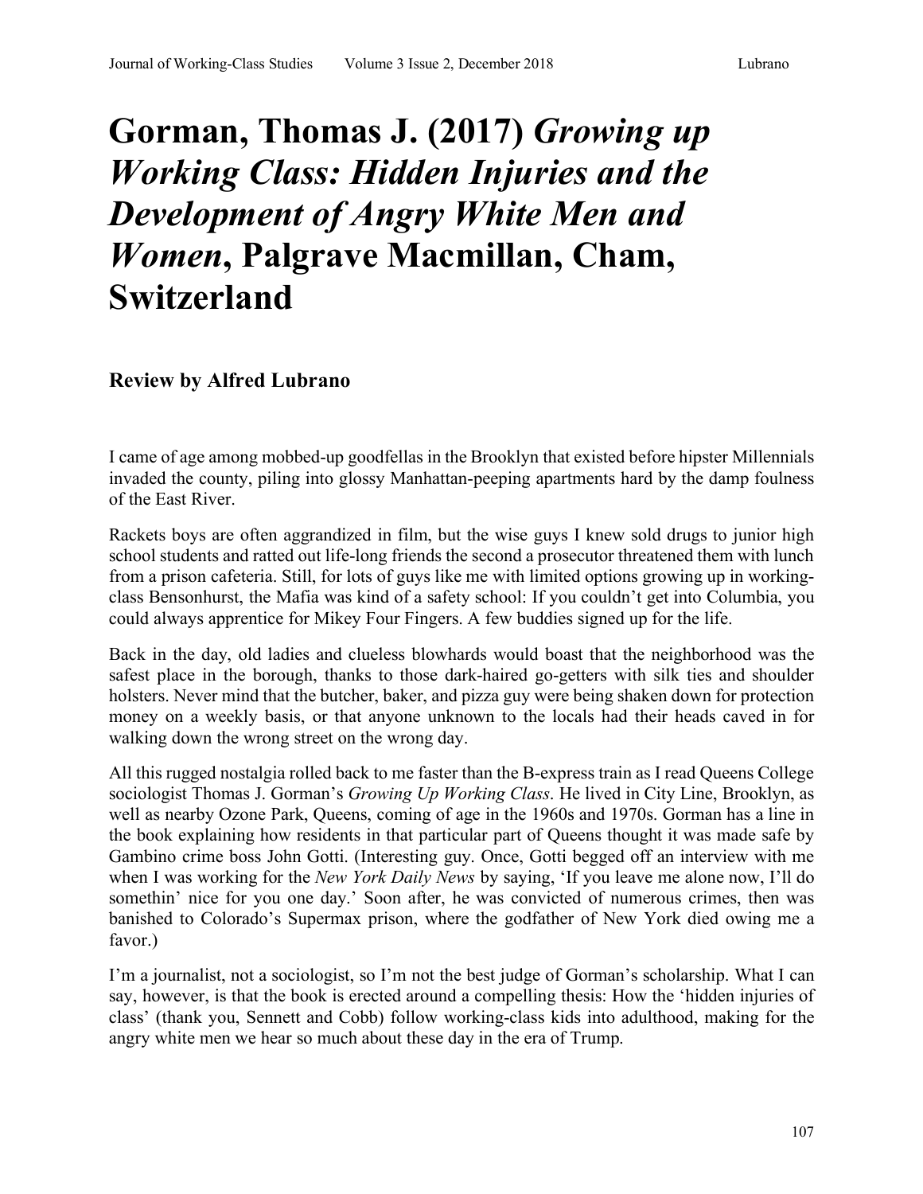# Gorman, Thomas J. (2017) *Growing up Working Class: Hidden Injuries and the Development of Angry White Men and Women*, Palgrave Macmillan, Cham, Switzerland

### Review by Alfred Lubrano

I came of age among mobbed-up goodfellas in the Brooklyn that existed before hipster Millennials invaded the county, piling into glossy Manhattan-peeping apartments hard by the damp foulness of the East River.

Rackets boys are often aggrandized in film, but the wise guys I knew sold drugs to junior high school students and ratted out life-long friends the second a prosecutor threatened them with lunch from a prison cafeteria. Still, for lots of guys like me with limited options growing up in working-class Bensonhurst, the Mafia was kind of a safety school: If you couldn't get into Columbia, you could always apprentice for Mikey Four Fingers. A few buddies signed up for the life.

Back in the day, old ladies and clueless blowhards would boast that the neighborhood was the safest place in the borough, thanks to those dark-haired go-getters with silk ties and shoulder holsters. Never mind that the butcher, baker, and pizza guy were being shaken down for protection money on a weekly basis, or that anyone unknown to the locals had their heads caved in for walking down the wrong street on the wrong day.

All this rugged nostalgia rolled back to me faster than the B-express train as I read Queens College sociologist Thomas J. Gorman's *Growing Up Working Class*. He lived in City Line, Brooklyn, as well as nearby Ozone Park, Queens, coming of age in the 1960s and 1970s. Gorman has a line in the book explaining how residents in that particular part of Queens thought it was made safe by Gambino crime boss John Gotti. (Interesting guy. Once, Gotti begged off an interview with me when I was working for the *New York Daily News* by saying, 'If you leave me alone now, I'll do somethin' nice for you one day.' Soon after, he was convicted of numerous crimes, then was banished to Colorado's Supermax prison, where the godfather of New York died owing me a favor.)

I'm a journalist, not a sociologist, so I'm not the best judge of Gorman's scholarship. What I can say, however, is that the book is erected around a compelling thesis: How the 'hidden injuries of class' (thank you, Sennett and Cobb) follow working-class kids into adulthood, making for the angry white men we hear so much about these day in the era of Trump.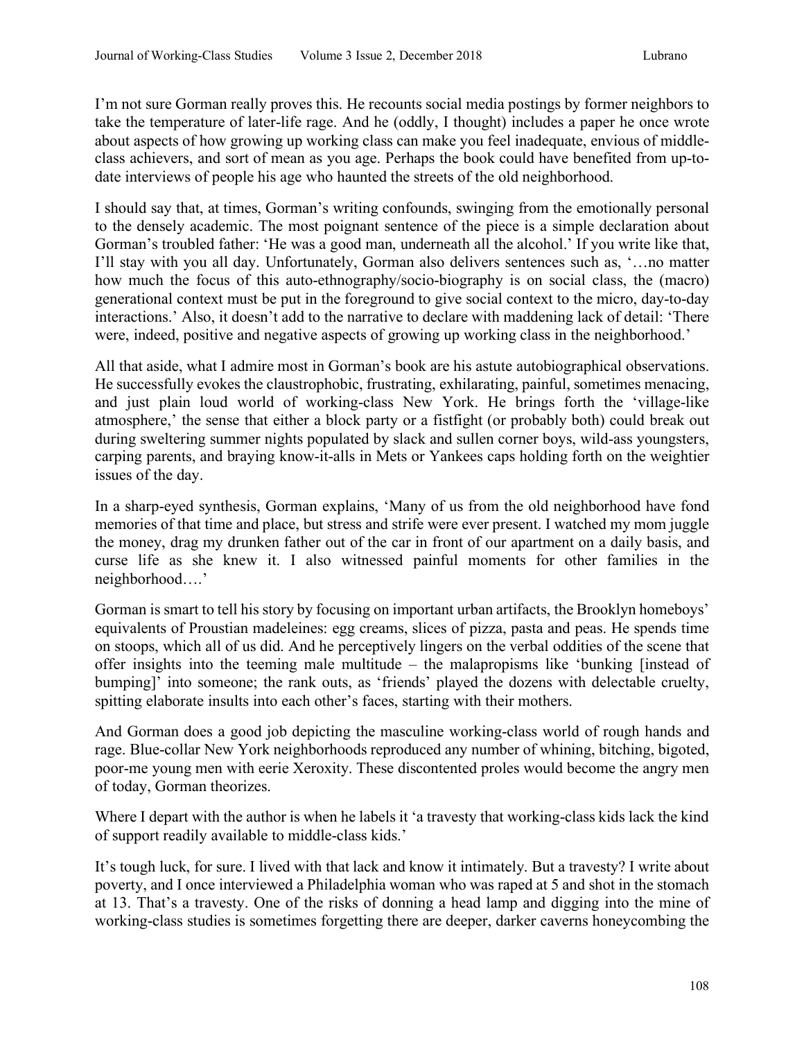I'm not sure Gorman really proves this. He recounts social media postings by former neighbors to take the temperature of later-life rage. And he (oddly, I thought) includes a paper he once wrote about aspects of how growing up working class can make you feel inadequate, envious of middle-class achievers, and sort of mean as you age. Perhaps the book could have benefited from up-to-date interviews of people his age who haunted the streets of the old neighborhood.

I should say that, at times, Gorman's writing confounds, swinging from the emotionally personal to the densely academic. The most poignant sentence of the piece is a simple declaration about Gorman's troubled father: 'He was a good man, underneath all the alcohol.' If you write like that, I'll stay with you all day. Unfortunately, Gorman also delivers sentences such as, '…no matter how much the focus of this auto-ethnography/socio-biography is on social class, the (macro) generational context must be put in the foreground to give social context to the micro, day-to-day interactions.' Also, it doesn't add to the narrative to declare with maddening lack of detail: 'There were, indeed, positive and negative aspects of growing up working class in the neighborhood.'

All that aside, what I admire most in Gorman's book are his astute autobiographical observations. He successfully evokes the claustrophobic, frustrating, exhilarating, painful, sometimes menacing, and just plain loud world of working-class New York. He brings forth the 'village-like atmosphere,' the sense that either a block party or a fistfight (or probably both) could break out during sweltering summer nights populated by slack and sullen corner boys, wild-ass youngsters, carping parents, and braying know-it-alls in Mets or Yankees caps holding forth on the weightier issues of the day.

In a sharp-eyed synthesis, Gorman explains, 'Many of us from the old neighborhood have fond memories of that time and place, but stress and strife were ever present. I watched my mom juggle the money, drag my drunken father out of the car in front of our apartment on a daily basis, and curse life as she knew it. I also witnessed painful moments for other families in the neighborhood….'

Gorman is smart to tell his story by focusing on important urban artifacts, the Brooklyn homeboys' equivalents of Proustian madeleines: egg creams, slices of pizza, pasta and peas. He spends time on stoops, which all of us did. And he perceptively lingers on the verbal oddities of the scene that offer insights into the teeming male multitude – the malapropisms like 'bunking [instead of bumping]' into someone; the rank outs, as 'friends' played the dozens with delectable cruelty, spitting elaborate insults into each other's faces, starting with their mothers.

And Gorman does a good job depicting the masculine working-class world of rough hands and rage. Blue-collar New York neighborhoods reproduced any number of whining, bitching, bigoted, poor-me young men with eerie Xeroxity. These discontented proles would become the angry men of today, Gorman theorizes.

Where I depart with the author is when he labels it 'a travesty that working-class kids lack the kind of support readily available to middle-class kids.'

It's tough luck, for sure. I lived with that lack and know it intimately. But a travesty? I write about poverty, and I once interviewed a Philadelphia woman who was raped at 5 and shot in the stomach at 13. That's a travesty. One of the risks of donning a head lamp and digging into the mine of working-class studies is sometimes forgetting there are deeper, darker caverns honeycombing the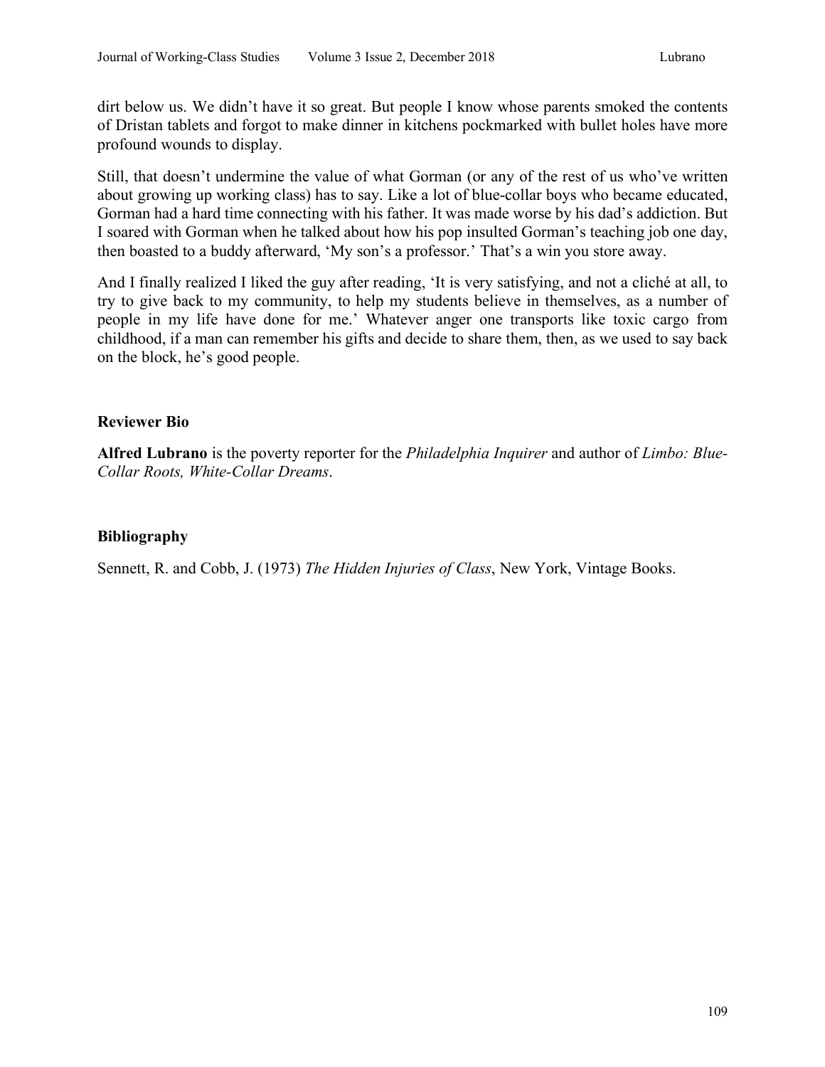dirt below us. We didn't have it so great. But people I know whose parents smoked the contents of Dristan tablets and forgot to make dinner in kitchens pockmarked with bullet holes have more profound wounds to display.

Still, that doesn't undermine the value of what Gorman (or any of the rest of us who've written about growing up working class) has to say. Like a lot of blue-collar boys who became educated, Gorman had a hard time connecting with his father. It was made worse by his dad's addiction. But I soared with Gorman when he talked about how his pop insulted Gorman's teaching job one day, then boasted to a buddy afterward, 'My son's a professor.' That's a win you store away.

And I finally realized I liked the guy after reading, 'It is very satisfying, and not a cliché at all, to try to give back to my community, to help my students believe in themselves, as a number of people in my life have done for me.' Whatever anger one transports like toxic cargo from childhood, if a man can remember his gifts and decide to share them, then, as we used to say back on the block, he's good people.

### Reviewer Bio

**Alfred Lubrano** is the poverty reporter for the *Philadelphia Inquirer* and author of *Limbo: Blue-Collar Roots, White-Collar Dreams*.

### Bibliography

Sennett, R. and Cobb, J. (1973) *The Hidden Injuries of Class*, New York, Vintage Books.